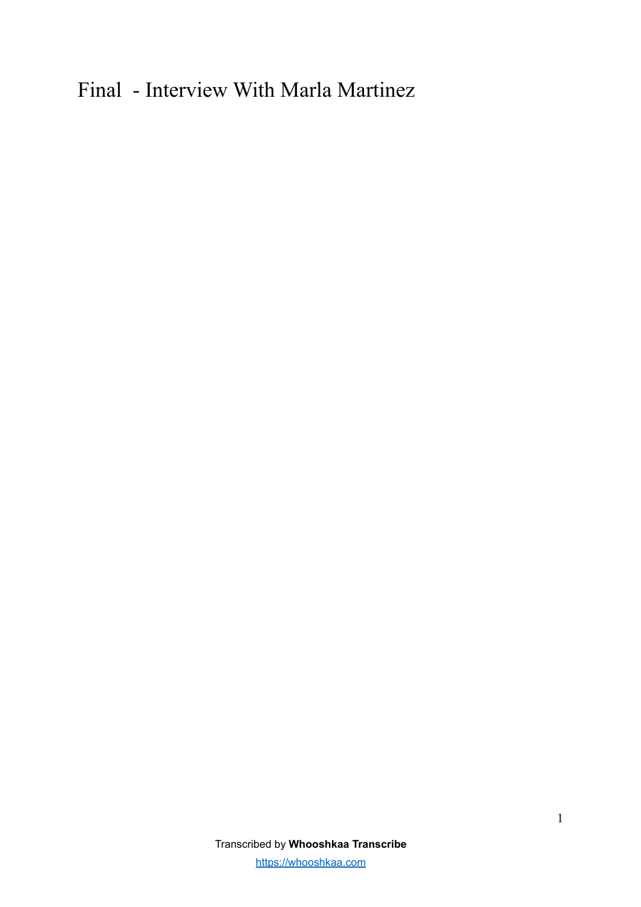# Final - Interview With Marla Martinez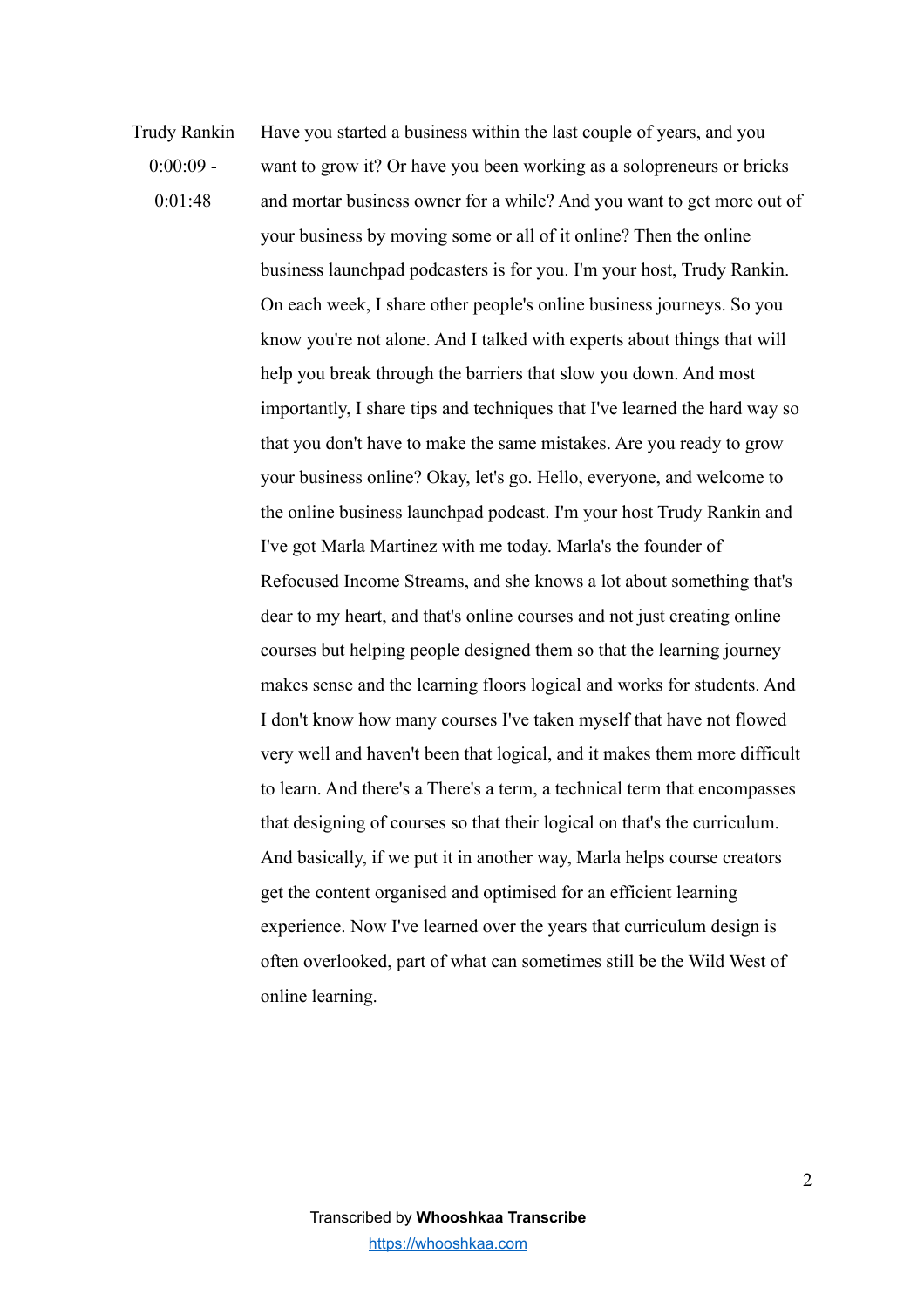Trudy Rankin
0:00:09 - 0:01:48

Have you started a business within the last couple of years, and you want to grow it? Or have you been working as a solopreneurs or bricks and mortar business owner for a while? And you want to get more out of your business by moving some or all of it online? Then the online business launchpad podcasters is for you. I'm your host, Trudy Rankin. On each week, I share other people's online business journeys. So you know you're not alone. And I talked with experts about things that will help you break through the barriers that slow you down. And most importantly, I share tips and techniques that I've learned the hard way so that you don't have to make the same mistakes. Are you ready to grow your business online? Okay, let's go. Hello, everyone, and welcome to the online business launchpad podcast. I'm your host Trudy Rankin and I've got Marla Martinez with me today. Marla's the founder of Refocused Income Streams, and she knows a lot about something that's dear to my heart, and that's online courses and not just creating online courses but helping people designed them so that the learning journey makes sense and the learning floors logical and works for students. And I don't know how many courses I've taken myself that have not flowed very well and haven't been that logical, and it makes them more difficult to learn. And there's a There's a term, a technical term that encompasses that designing of courses so that their logical on that's the curriculum. And basically, if we put it in another way, Marla helps course creators get the content organised and optimised for an efficient learning experience. Now I've learned over the years that curriculum design is often overlooked, part of what can sometimes still be the Wild West of online learning.

Transcribed by **Whooshkaa Transcribe**
https://whooshkaa.com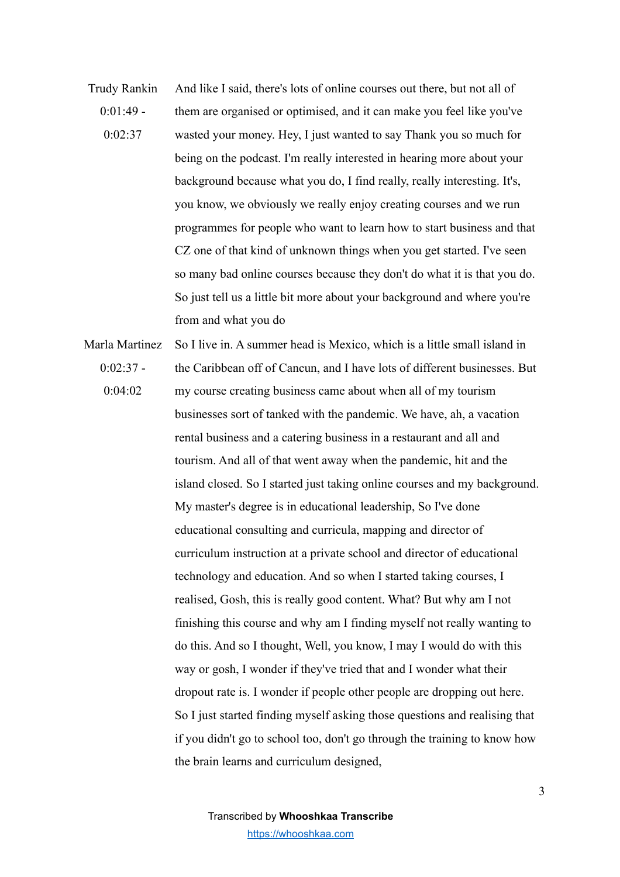Trudy Rankin
0:01:49 - 0:02:37

And like I said, there's lots of online courses out there, but not all of them are organised or optimised, and it can make you feel like you've wasted your money. Hey, I just wanted to say Thank you so much for being on the podcast. I'm really interested in hearing more about your background because what you do, I find really, really interesting. It's, you know, we obviously we really enjoy creating courses and we run programmes for people who want to learn how to start business and that CZ one of that kind of unknown things when you get started. I've seen so many bad online courses because they don't do what it is that you do. So just tell us a little bit more about your background and where you're from and what you do

Marla Martinez
0:02:37 - 0:04:02

So I live in. A summer head is Mexico, which is a little small island in the Caribbean off of Cancun, and I have lots of different businesses. But my course creating business came about when all of my tourism businesses sort of tanked with the pandemic. We have, ah, a vacation rental business and a catering business in a restaurant and all and tourism. And all of that went away when the pandemic, hit and the island closed. So I started just taking online courses and my background. My master's degree is in educational leadership, So I've done educational consulting and curricula, mapping and director of curriculum instruction at a private school and director of educational technology and education. And so when I started taking courses, I realised, Gosh, this is really good content. What? But why am I not finishing this course and why am I finding myself not really wanting to do this. And so I thought, Well, you know, I may I would do with this way or gosh, I wonder if they've tried that and I wonder what their dropout rate is. I wonder if people other people are dropping out here. So I just started finding myself asking those questions and realising that if you didn't go to school too, don't go through the training to know how the brain learns and curriculum designed,

Transcribed by **Whooshkaa Transcribe**
https://whooshkaa.com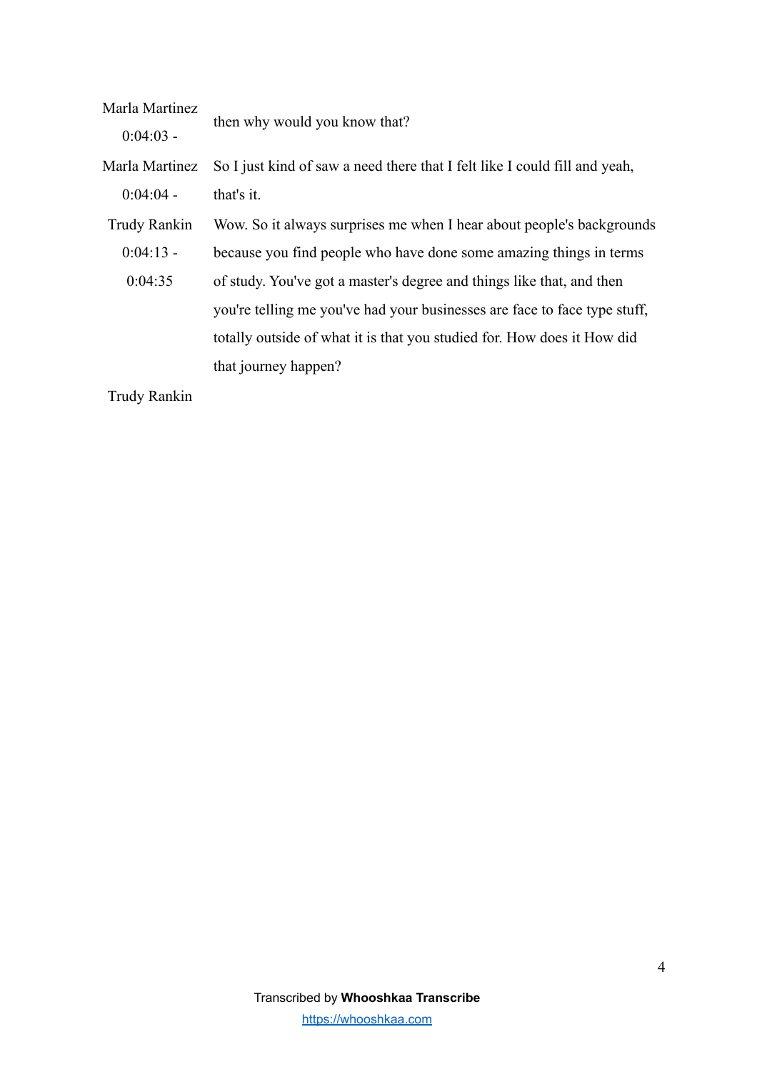Marla Martinez
0:04:03 -

then why would you know that?

Marla Martinez
0:04:04 -

So I just kind of saw a need there that I felt like I could fill and yeah, that's it.

Trudy Rankin
0:04:13 - 0:04:35

Wow. So it always surprises me when I hear about people's backgrounds because you find people who have done some amazing things in terms of study. You've got a master's degree and things like that, and then you're telling me you've had your businesses are face to face type stuff, totally outside of what it is that you studied for. How does it How did that journey happen?

Trudy Rankin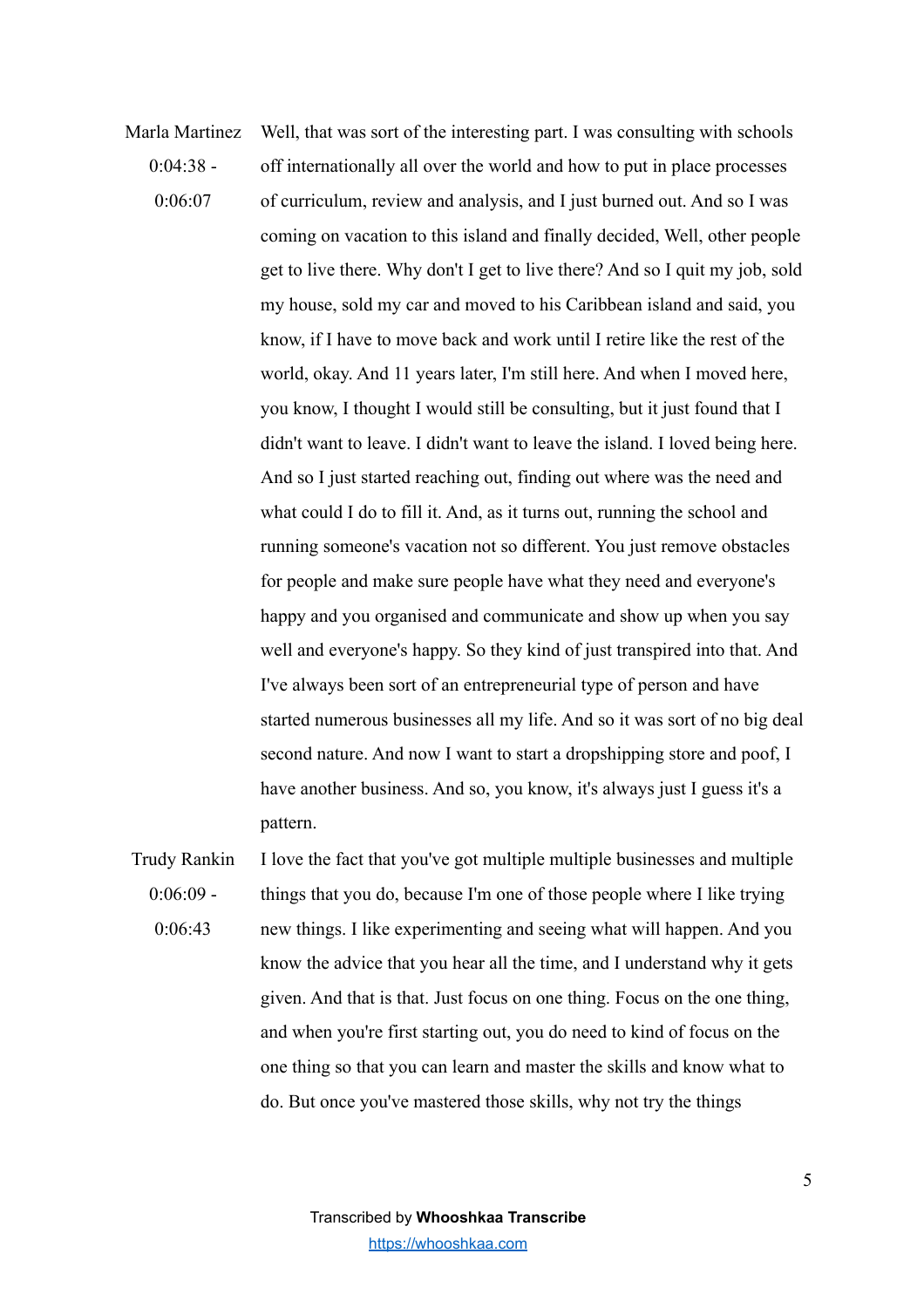Marla Martinez
0:04:38 - 0:06:07

Well, that was sort of the interesting part. I was consulting with schools off internationally all over the world and how to put in place processes of curriculum, review and analysis, and I just burned out. And so I was coming on vacation to this island and finally decided, Well, other people get to live there. Why don't I get to live there? And so I quit my job, sold my house, sold my car and moved to his Caribbean island and said, you know, if I have to move back and work until I retire like the rest of the world, okay. And 11 years later, I'm still here. And when I moved here, you know, I thought I would still be consulting, but it just found that I didn't want to leave. I didn't want to leave the island. I loved being here. And so I just started reaching out, finding out where was the need and what could I do to fill it. And, as it turns out, running the school and running someone's vacation not so different. You just remove obstacles for people and make sure people have what they need and everyone's happy and you organised and communicate and show up when you say well and everyone's happy. So they kind of just transpired into that. And I've always been sort of an entrepreneurial type of person and have started numerous businesses all my life. And so it was sort of no big deal second nature. And now I want to start a dropshipping store and poof, I have another business. And so, you know, it's always just I guess it's a pattern.

Trudy Rankin
0:06:09 - 0:06:43

I love the fact that you've got multiple multiple businesses and multiple things that you do, because I'm one of those people where I like trying new things. I like experimenting and seeing what will happen. And you know the advice that you hear all the time, and I understand why it gets given. And that is that. Just focus on one thing. Focus on the one thing, and when you're first starting out, you do need to kind of focus on the one thing so that you can learn and master the skills and know what to do. But once you've mastered those skills, why not try the things

Transcribed by **Whooshkaa Transcribe**
https://whooshkaa.com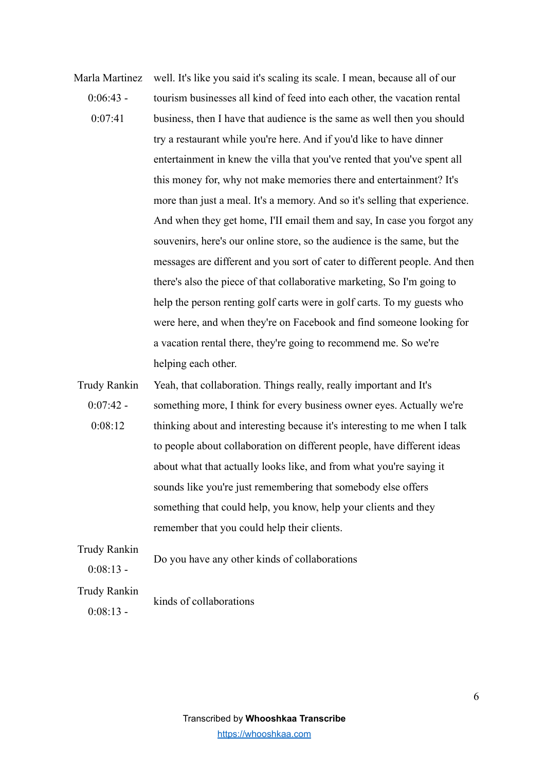Marla Martinez 0:06:43 - 0:07:41

well. It's like you said it's scaling its scale. I mean, because all of our tourism businesses all kind of feed into each other, the vacation rental business, then I have that audience is the same as well then you should try a restaurant while you're here. And if you'd like to have dinner entertainment in knew the villa that you've rented that you've spent all this money for, why not make memories there and entertainment? It's more than just a meal. It's a memory. And so it's selling that experience. And when they get home, I'II email them and say, In case you forgot any souvenirs, here's our online store, so the audience is the same, but the messages are different and you sort of cater to different people. And then there's also the piece of that collaborative marketing, So I'm going to help the person renting golf carts were in golf carts. To my guests who were here, and when they're on Facebook and find someone looking for a vacation rental there, they're going to recommend me. So we're helping each other.

Trudy Rankin 0:07:42 - 0:08:12

Yeah, that collaboration. Things really, really important and It's something more, I think for every business owner eyes. Actually we're thinking about and interesting because it's interesting to me when I talk to people about collaboration on different people, have different ideas about what that actually looks like, and from what you're saying it sounds like you're just remembering that somebody else offers something that could help, you know, help your clients and they remember that you could help their clients.

Trudy Rankin 0:08:13 -

Do you have any other kinds of collaborations

Trudy Rankin 0:08:13 -

kinds of collaborations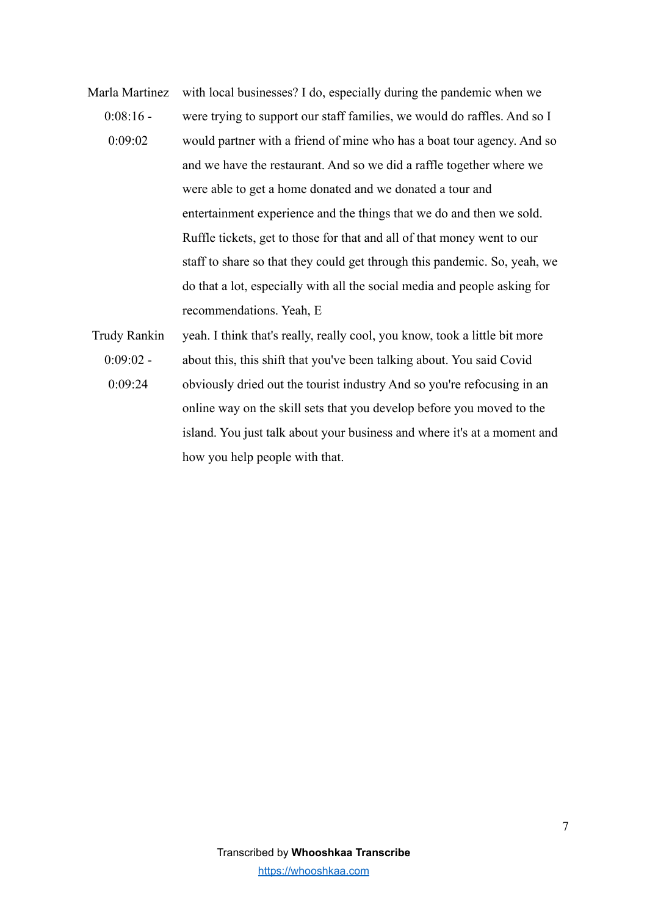Marla Martinez
0:08:16 - 0:09:02

with local businesses? I do, especially during the pandemic when we were trying to support our staff families, we would do raffles. And so I would partner with a friend of mine who has a boat tour agency. And so and we have the restaurant. And so we did a raffle together where we were able to get a home donated and we donated a tour and entertainment experience and the things that we do and then we sold. Ruffle tickets, get to those for that and all of that money went to our staff to share so that they could get through this pandemic. So, yeah, we do that a lot, especially with all the social media and people asking for recommendations. Yeah, E

Trudy Rankin
0:09:02 - 0:09:24

yeah. I think that's really, really cool, you know, took a little bit more about this, this shift that you've been talking about. You said Covid obviously dried out the tourist industry And so you're refocusing in an online way on the skill sets that you develop before you moved to the island. You just talk about your business and where it's at a moment and how you help people with that.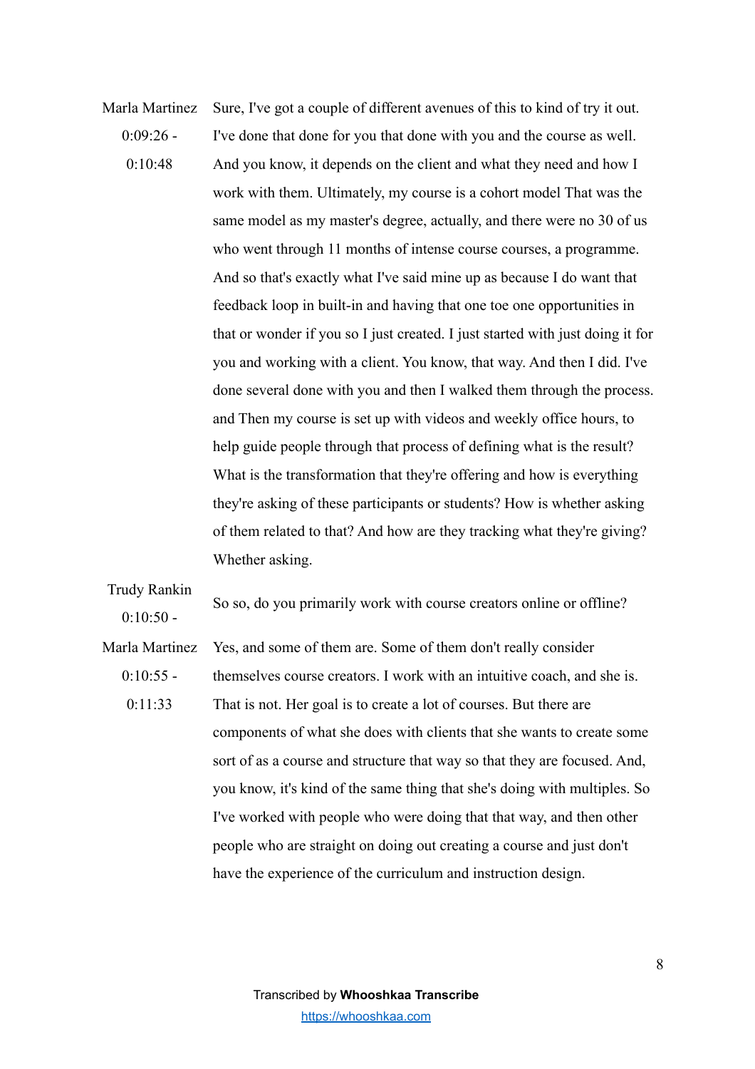**Marla Martinez 0:09:26 - 0:10:48**

Sure, I've got a couple of different avenues of this to kind of try it out. I've done that done for you that done with you and the course as well. And you know, it depends on the client and what they need and how I work with them. Ultimately, my course is a cohort model That was the same model as my master's degree, actually, and there were no 30 of us who went through 11 months of intense course courses, a programme. And so that's exactly what I've said mine up as because I do want that feedback loop in built-in and having that one toe one opportunities in that or wonder if you so I just created. I just started with just doing it for you and working with a client. You know, that way. And then I did. I've done several done with you and then I walked them through the process. and Then my course is set up with videos and weekly office hours, to help guide people through that process of defining what is the result? What is the transformation that they're offering and how is everything they're asking of these participants or students? How is whether asking of them related to that? And how are they tracking what they're giving? Whether asking.

**Trudy Rankin 0:10:50 -**

So so, do you primarily work with course creators online or offline?

**Marla Martinez 0:10:55 - 0:11:33**

Yes, and some of them are. Some of them don't really consider themselves course creators. I work with an intuitive coach, and she is. That is not. Her goal is to create a lot of courses. But there are components of what she does with clients that she wants to create some sort of as a course and structure that way so that they are focused. And, you know, it's kind of the same thing that she's doing with multiples. So I've worked with people who were doing that that way, and then other people who are straight on doing out creating a course and just don't have the experience of the curriculum and instruction design.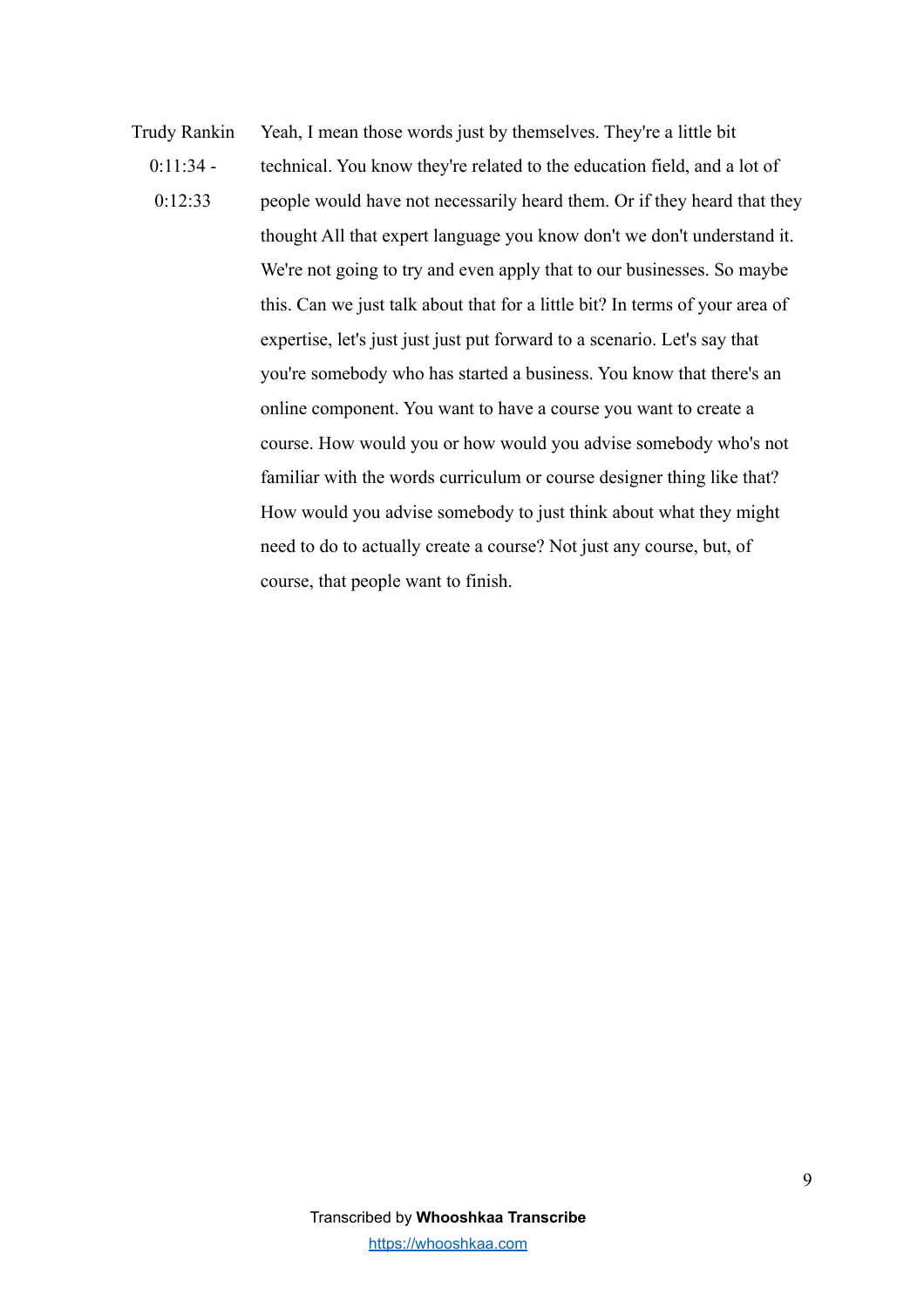| | |
|---|---|
| Trudy Rankin 0:11:34 - 0:12:33 | Yeah, I mean those words just by themselves. They're a little bit technical. You know they're related to the education field, and a lot of people would have not necessarily heard them. Or if they heard that they thought All that expert language you know don't we don't understand it. We're not going to try and even apply that to our businesses. So maybe this. Can we just talk about that for a little bit? In terms of your area of expertise, let's just just just put forward to a scenario. Let's say that you're somebody who has started a business. You know that there's an online component. You want to have a course you want to create a course. How would you or how would you advise somebody who's not familiar with the words curriculum or course designer thing like that? How would you advise somebody to just think about what they might need to do to actually create a course? Not just any course, but, of course, that people want to finish. |

Transcribed by **Whooshkaa Transcribe**
https://whooshkaa.com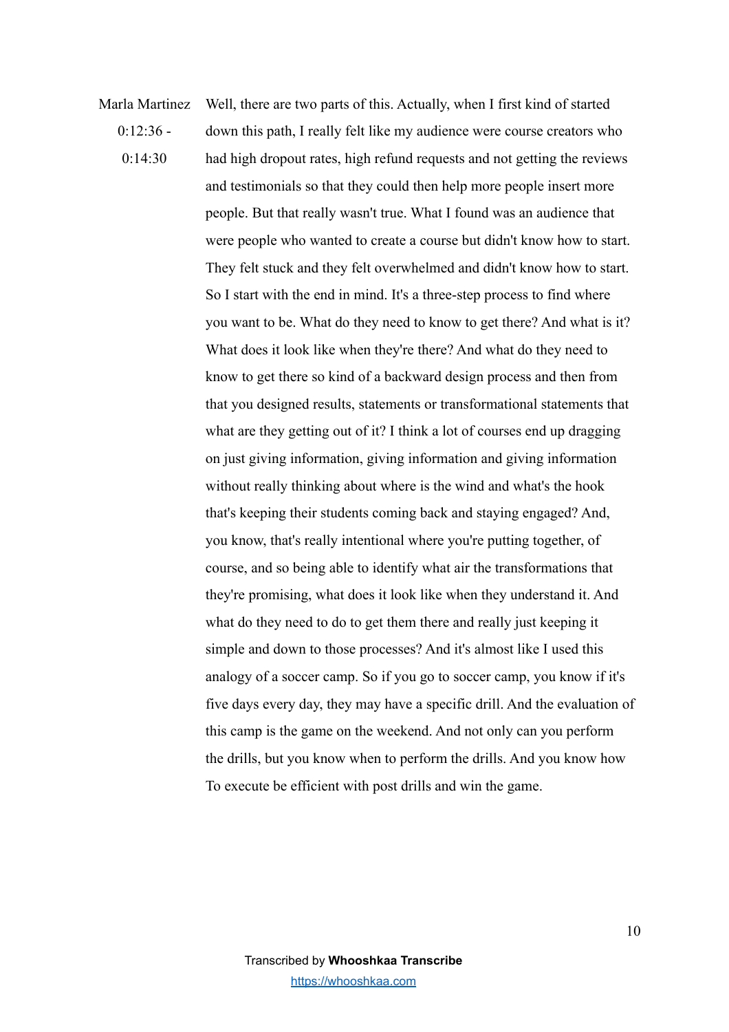Marla Martinez 0:12:36 - 0:14:30

Well, there are two parts of this. Actually, when I first kind of started down this path, I really felt like my audience were course creators who had high dropout rates, high refund requests and not getting the reviews and testimonials so that they could then help more people insert more people. But that really wasn't true. What I found was an audience that were people who wanted to create a course but didn't know how to start. They felt stuck and they felt overwhelmed and didn't know how to start. So I start with the end in mind. It's a three-step process to find where you want to be. What do they need to know to get there? And what is it? What does it look like when they're there? And what do they need to know to get there so kind of a backward design process and then from that you designed results, statements or transformational statements that what are they getting out of it? I think a lot of courses end up dragging on just giving information, giving information and giving information without really thinking about where is the wind and what's the hook that's keeping their students coming back and staying engaged? And, you know, that's really intentional where you're putting together, of course, and so being able to identify what air the transformations that they're promising, what does it look like when they understand it. And what do they need to do to get them there and really just keeping it simple and down to those processes? And it's almost like I used this analogy of a soccer camp. So if you go to soccer camp, you know if it's five days every day, they may have a specific drill. And the evaluation of this camp is the game on the weekend. And not only can you perform the drills, but you know when to perform the drills. And you know how To execute be efficient with post drills and win the game.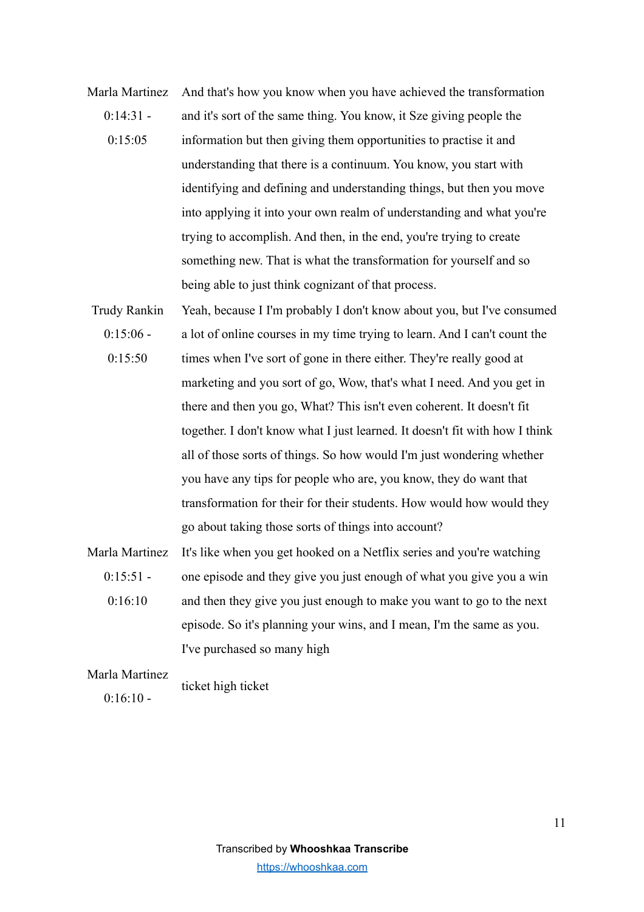**Marla Martinez**
0:14:31 - 0:15:05

And that's how you know when you have achieved the transformation and it's sort of the same thing. You know, it Sze giving people the information but then giving them opportunities to practise it and understanding that there is a continuum. You know, you start with identifying and defining and understanding things, but then you move into applying it into your own realm of understanding and what you're trying to accomplish. And then, in the end, you're trying to create something new. That is what the transformation for yourself and so being able to just think cognizant of that process.

**Trudy Rankin**
0:15:06 - 0:15:50

Yeah, because I I'm probably I don't know about you, but I've consumed a lot of online courses in my time trying to learn. And I can't count the times when I've sort of gone in there either. They're really good at marketing and you sort of go, Wow, that's what I need. And you get in there and then you go, What? This isn't even coherent. It doesn't fit together. I don't know what I just learned. It doesn't fit with how I think all of those sorts of things. So how would I'm just wondering whether you have any tips for people who are, you know, they do want that transformation for their for their students. How would how would they go about taking those sorts of things into account?

**Marla Martinez**
0:15:51 - 0:16:10

It's like when you get hooked on a Netflix series and you're watching one episode and they give you just enough of what you give you a win and then they give you just enough to make you want to go to the next episode. So it's planning your wins, and I mean, I'm the same as you. I've purchased so many high

**Marla Martinez**
0:16:10 -

ticket high ticket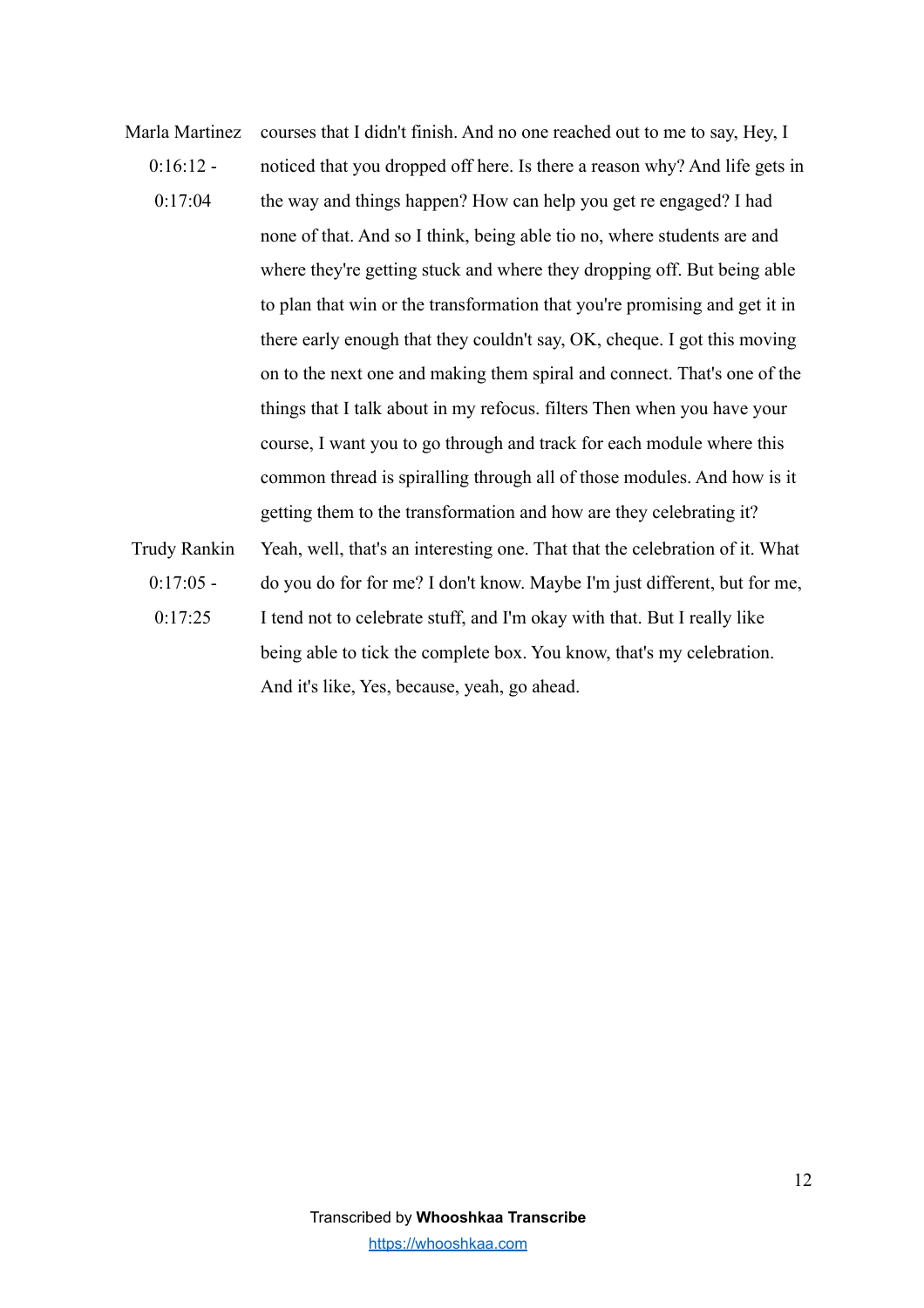| | |
|---|---|
| Marla Martinez 0:16:12 - 0:17:04 | courses that I didn't finish. And no one reached out to me to say, Hey, I noticed that you dropped off here. Is there a reason why? And life gets in the way and things happen? How can help you get re engaged? I had none of that. And so I think, being able tio no, where students are and where they're getting stuck and where they dropping off. But being able to plan that win or the transformation that you're promising and get it in there early enough that they couldn't say, OK, cheque. I got this moving on to the next one and making them spiral and connect. That's one of the things that I talk about in my refocus. filters Then when you have your course, I want you to go through and track for each module where this common thread is spiralling through all of those modules. And how is it getting them to the transformation and how are they celebrating it? |
| Trudy Rankin 0:17:05 - 0:17:25 | Yeah, well, that's an interesting one. That that the celebration of it. What do you do for for me? I don't know. Maybe I'm just different, but for me, I tend not to celebrate stuff, and I'm okay with that. But I really like being able to tick the complete box. You know, that's my celebration. And it's like, Yes, because, yeah, go ahead. |

Transcribed by **Whooshkaa Transcribe**
https://whooshkaa.com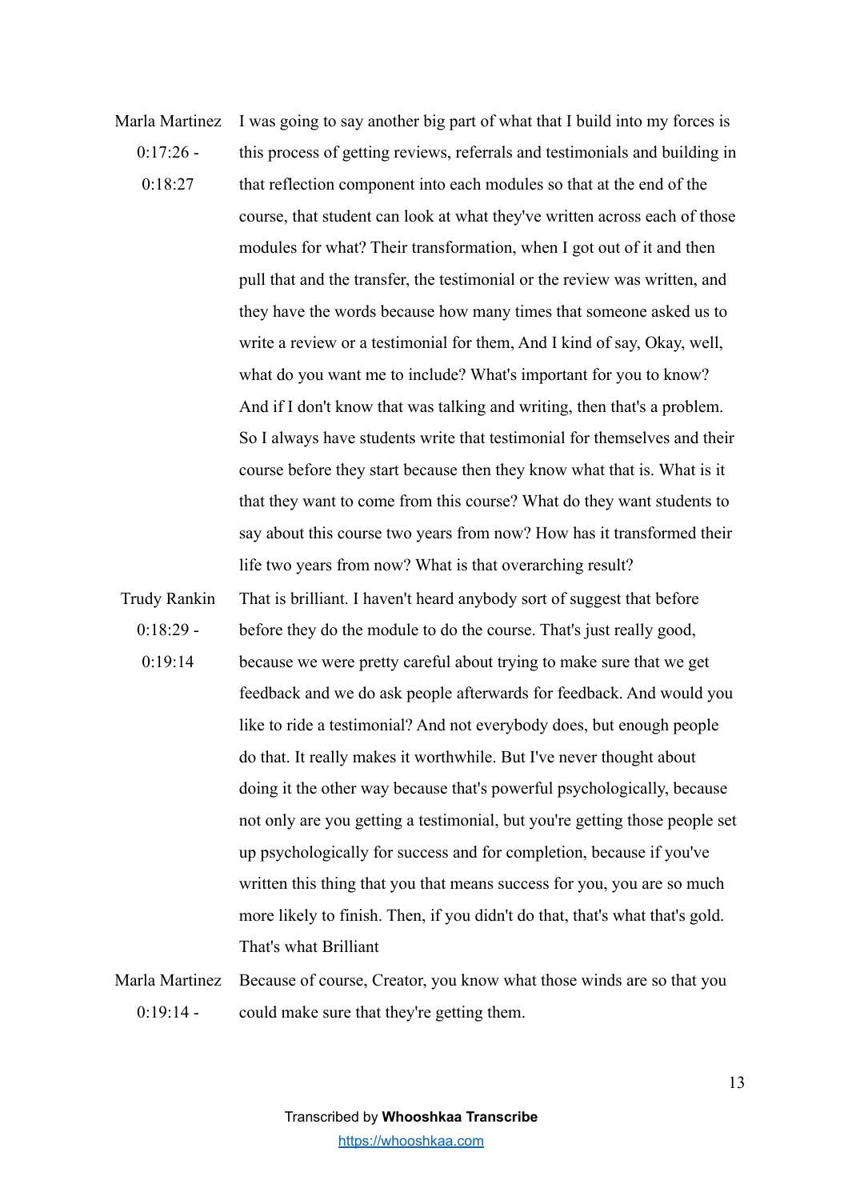Marla Martinez
0:17:26 - 0:18:27

I was going to say another big part of what that I build into my forces is this process of getting reviews, referrals and testimonials and building in that reflection component into each modules so that at the end of the course, that student can look at what they've written across each of those modules for what? Their transformation, when I got out of it and then pull that and the transfer, the testimonial or the review was written, and they have the words because how many times that someone asked us to write a review or a testimonial for them, And I kind of say, Okay, well, what do you want me to include? What's important for you to know? And if I don't know that was talking and writing, then that's a problem. So I always have students write that testimonial for themselves and their course before they start because then they know what that is. What is it that they want to come from this course? What do they want students to say about this course two years from now? How has it transformed their life two years from now? What is that overarching result?

Trudy Rankin
0:18:29 - 0:19:14

That is brilliant. I haven't heard anybody sort of suggest that before before they do the module to do the course. That's just really good, because we were pretty careful about trying to make sure that we get feedback and we do ask people afterwards for feedback. And would you like to ride a testimonial? And not everybody does, but enough people do that. It really makes it worthwhile. But I've never thought about doing it the other way because that's powerful psychologically, because not only are you getting a testimonial, but you're getting those people set up psychologically for success and for completion, because if you've written this thing that you that means success for you, you are so much more likely to finish. Then, if you didn't do that, that's what that's gold. That's what Brilliant

Marla Martinez
0:19:14 -

Because of course, Creator, you know what those winds are so that you could make sure that they're getting them.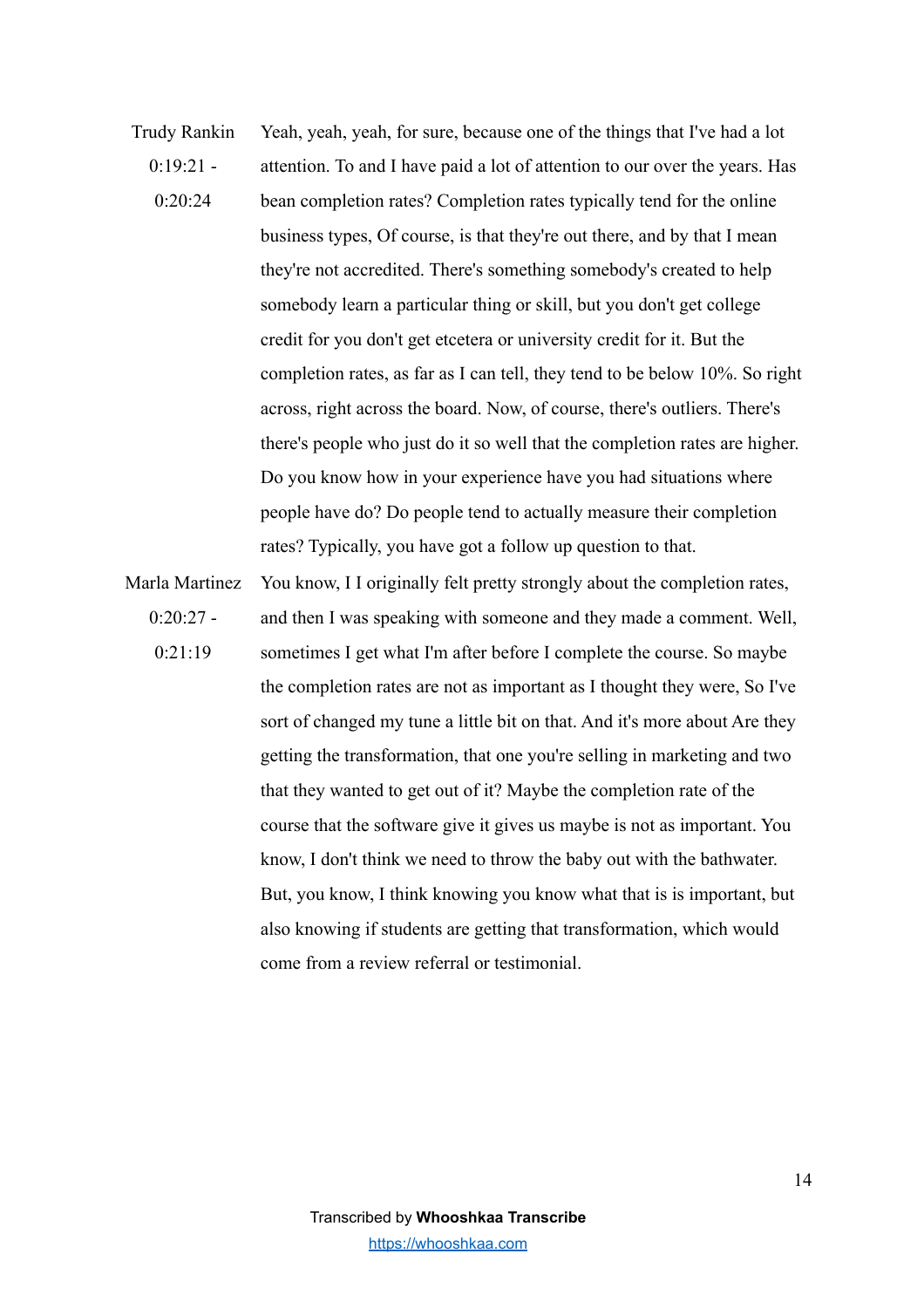| | |
|---|---|
| Trudy Rankin 0:19:21 - 0:20:24 | Yeah, yeah, yeah, for sure, because one of the things that I've had a lot attention. To and I have paid a lot of attention to our over the years. Has bean completion rates? Completion rates typically tend for the online business types, Of course, is that they're out there, and by that I mean they're not accredited. There's something somebody's created to help somebody learn a particular thing or skill, but you don't get college credit for you don't get etcetera or university credit for it. But the completion rates, as far as I can tell, they tend to be below 10%. So right across, right across the board. Now, of course, there's outliers. There's there's people who just do it so well that the completion rates are higher. Do you know how in your experience have you had situations where people have do? Do people tend to actually measure their completion rates? Typically, you have got a follow up question to that. |
| Marla Martinez 0:20:27 - 0:21:19 | You know, I I originally felt pretty strongly about the completion rates, and then I was speaking with someone and they made a comment. Well, sometimes I get what I'm after before I complete the course. So maybe the completion rates are not as important as I thought they were, So I've sort of changed my tune a little bit on that. And it's more about Are they getting the transformation, that one you're selling in marketing and two that they wanted to get out of it? Maybe the completion rate of the course that the software give it gives us maybe is not as important. You know, I don't think we need to throw the baby out with the bathwater. But, you know, I think knowing you know what that is is important, but also knowing if students are getting that transformation, which would come from a review referral or testimonial. |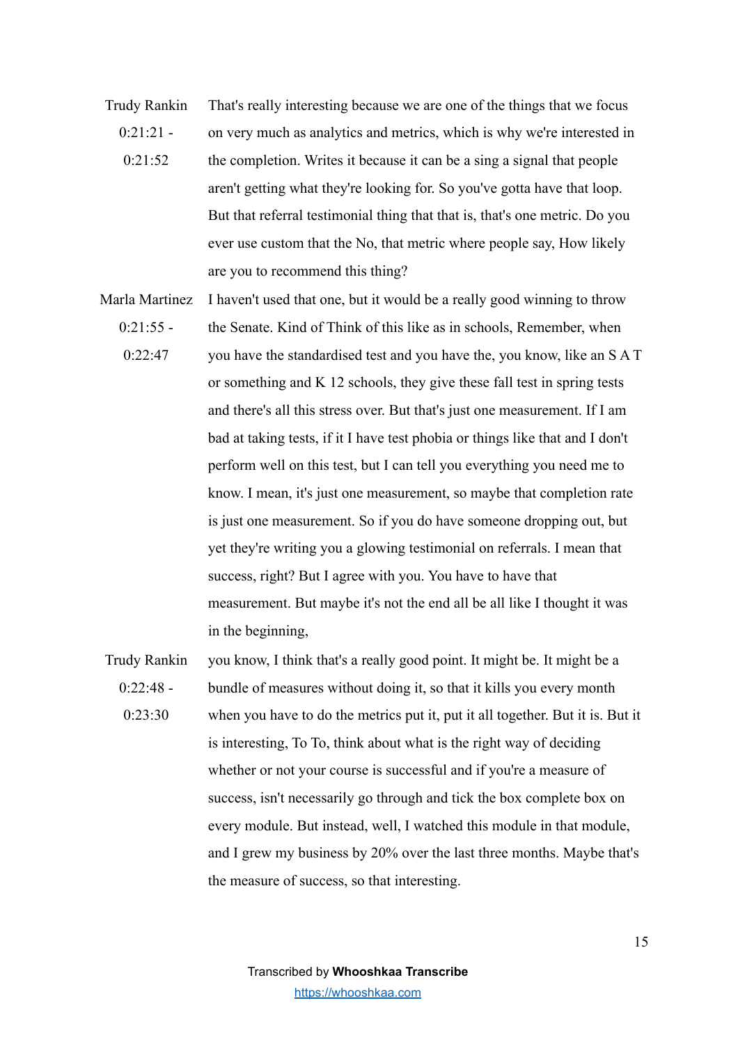Trudy Rankin
0:21:21 - 0:21:52

That's really interesting because we are one of the things that we focus on very much as analytics and metrics, which is why we're interested in the completion. Writes it because it can be a sing a signal that people aren't getting what they're looking for. So you've gotta have that loop. But that referral testimonial thing that that is, that's one metric. Do you ever use custom that the No, that metric where people say, How likely are you to recommend this thing?

Marla Martinez
0:21:55 - 0:22:47

I haven't used that one, but it would be a really good winning to throw the Senate. Kind of Think of this like as in schools, Remember, when you have the standardised test and you have the, you know, like an S A T or something and K 12 schools, they give these fall test in spring tests and there's all this stress over. But that's just one measurement. If I am bad at taking tests, if it I have test phobia or things like that and I don't perform well on this test, but I can tell you everything you need me to know. I mean, it's just one measurement, so maybe that completion rate is just one measurement. So if you do have someone dropping out, but yet they're writing you a glowing testimonial on referrals. I mean that success, right? But I agree with you. You have to have that measurement. But maybe it's not the end all be all like I thought it was in the beginning,

Trudy Rankin
0:22:48 - 0:23:30

you know, I think that's a really good point. It might be. It might be a bundle of measures without doing it, so that it kills you every month when you have to do the metrics put it, put it all together. But it is. But it is interesting, To To, think about what is the right way of deciding whether or not your course is successful and if you're a measure of success, isn't necessarily go through and tick the box complete box on every module. But instead, well, I watched this module in that module, and I grew my business by 20% over the last three months. Maybe that's the measure of success, so that interesting.

Transcribed by **Whooshkaa Transcribe**
https://whooshkaa.com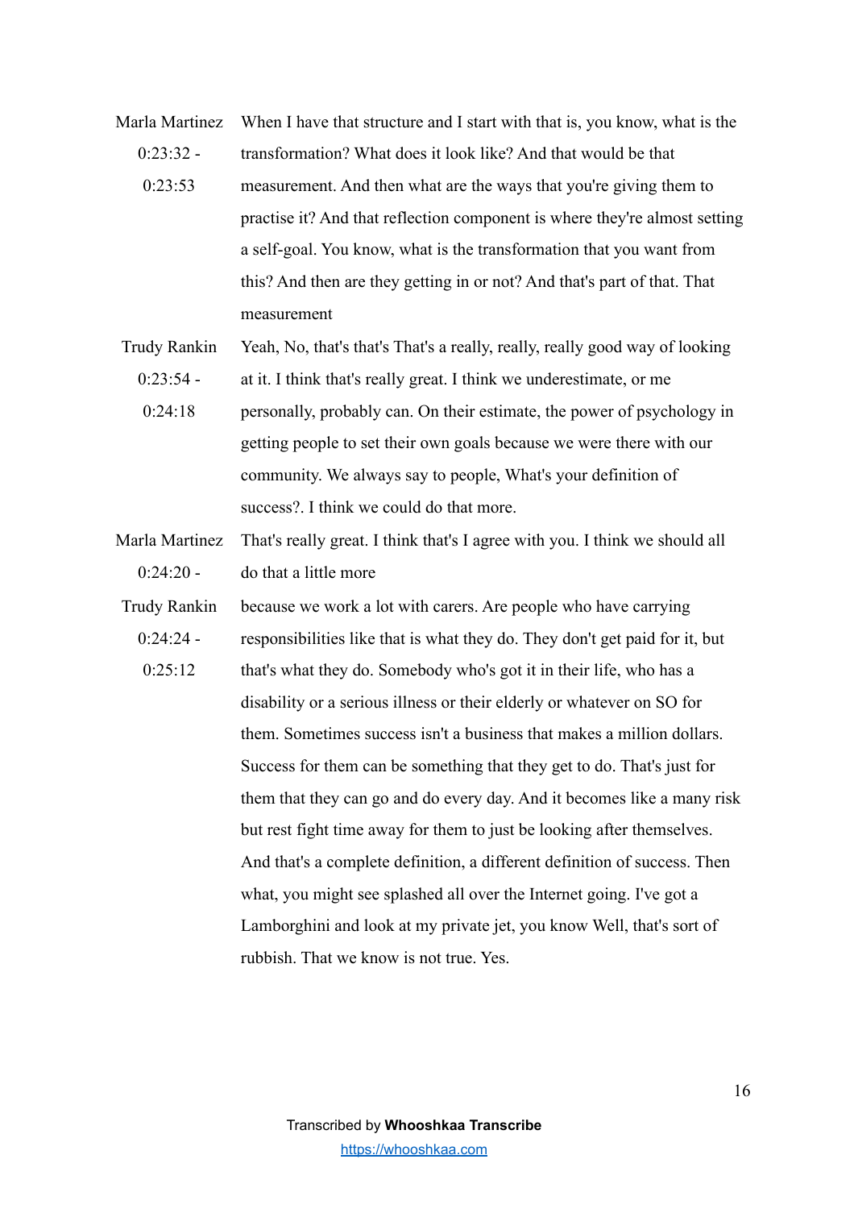Marla Martinez 0:23:32 - 0:23:53

When I have that structure and I start with that is, you know, what is the transformation? What does it look like? And that would be that measurement. And then what are the ways that you're giving them to practise it? And that reflection component is where they're almost setting a self-goal. You know, what is the transformation that you want from this? And then are they getting in or not? And that's part of that. That measurement

Trudy Rankin 0:23:54 - 0:24:18

Yeah, No, that's that's That's a really, really, really good way of looking at it. I think that's really great. I think we underestimate, or me personally, probably can. On their estimate, the power of psychology in getting people to set their own goals because we were there with our community. We always say to people, What's your definition of success?. I think we could do that more.

Marla Martinez 0:24:20 -

That's really great. I think that's I agree with you. I think we should all do that a little more

Trudy Rankin 0:24:24 - 0:25:12

because we work a lot with carers. Are people who have carrying responsibilities like that is what they do. They don't get paid for it, but that's what they do. Somebody who's got it in their life, who has a disability or a serious illness or their elderly or whatever on SO for them. Sometimes success isn't a business that makes a million dollars. Success for them can be something that they get to do. That's just for them that they can go and do every day. And it becomes like a many risk but rest fight time away for them to just be looking after themselves. And that's a complete definition, a different definition of success. Then what, you might see splashed all over the Internet going. I've got a Lamborghini and look at my private jet, you know Well, that's sort of rubbish. That we know is not true. Yes.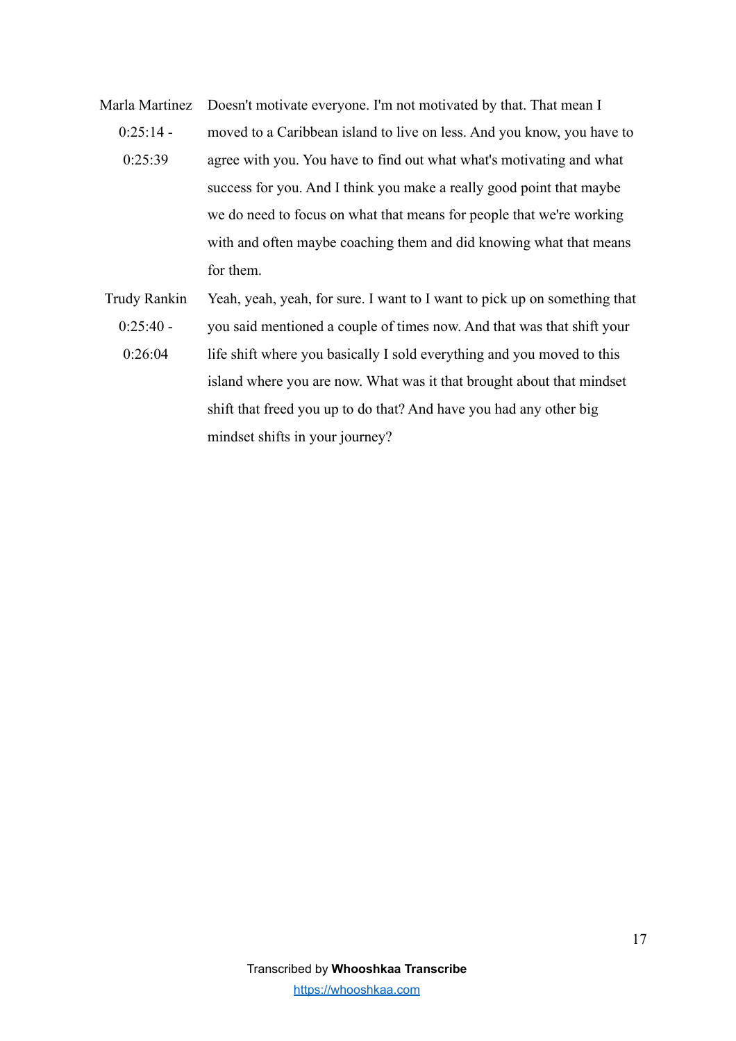| | |
|---|---|
| Marla Martinez<br>0:25:14 - 0:25:39 | Doesn't motivate everyone. I'm not motivated by that. That mean I moved to a Caribbean island to live on less. And you know, you have to agree with you. You have to find out what what's motivating and what success for you. And I think you make a really good point that maybe we do need to focus on what that means for people that we're working with and often maybe coaching them and did knowing what that means for them. |
| Trudy Rankin<br>0:25:40 - 0:26:04 | Yeah, yeah, yeah, for sure. I want to I want to pick up on something that you said mentioned a couple of times now. And that was that shift your life shift where you basically I sold everything and you moved to this island where you are now. What was it that brought about that mindset shift that freed you up to do that? And have you had any other big mindset shifts in your journey? |

Transcribed by **Whooshkaa Transcribe**
https://whooshkaa.com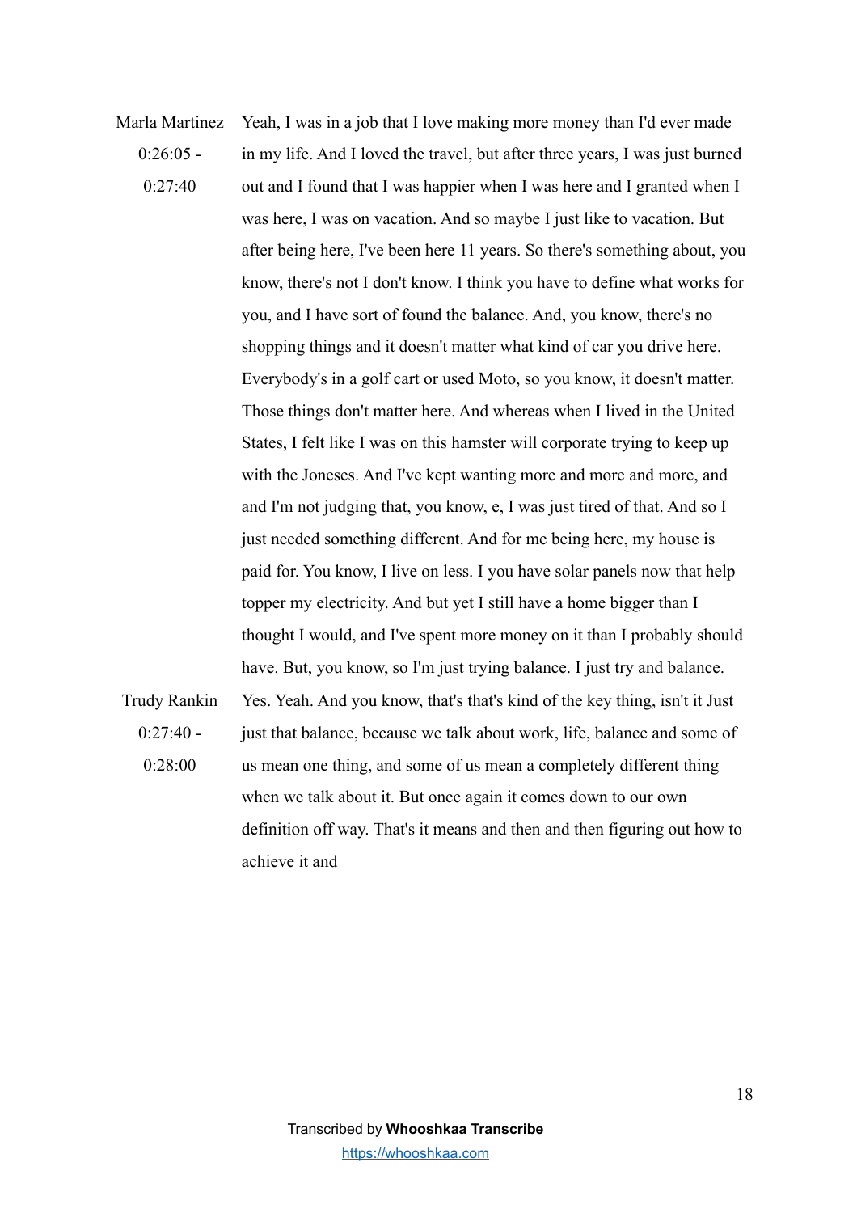Marla Martinez
0:26:05 - 0:27:40

Yeah, I was in a job that I love making more money than I'd ever made in my life. And I loved the travel, but after three years, I was just burned out and I found that I was happier when I was here and I granted when I was here, I was on vacation. And so maybe I just like to vacation. But after being here, I've been here 11 years. So there's something about, you know, there's not I don't know. I think you have to define what works for you, and I have sort of found the balance. And, you know, there's no shopping things and it doesn't matter what kind of car you drive here. Everybody's in a golf cart or used Moto, so you know, it doesn't matter. Those things don't matter here. And whereas when I lived in the United States, I felt like I was on this hamster will corporate trying to keep up with the Joneses. And I've kept wanting more and more and more, and and I'm not judging that, you know, e, I was just tired of that. And so I just needed something different. And for me being here, my house is paid for. You know, I live on less. I you have solar panels now that help topper my electricity. And but yet I still have a home bigger than I thought I would, and I've spent more money on it than I probably should have. But, you know, so I'm just trying balance. I just try and balance.

Trudy Rankin
0:27:40 - 0:28:00

Yes. Yeah. And you know, that's that's kind of the key thing, isn't it Just just that balance, because we talk about work, life, balance and some of us mean one thing, and some of us mean a completely different thing when we talk about it. But once again it comes down to our own definition off way. That's it means and then and then figuring out how to achieve it and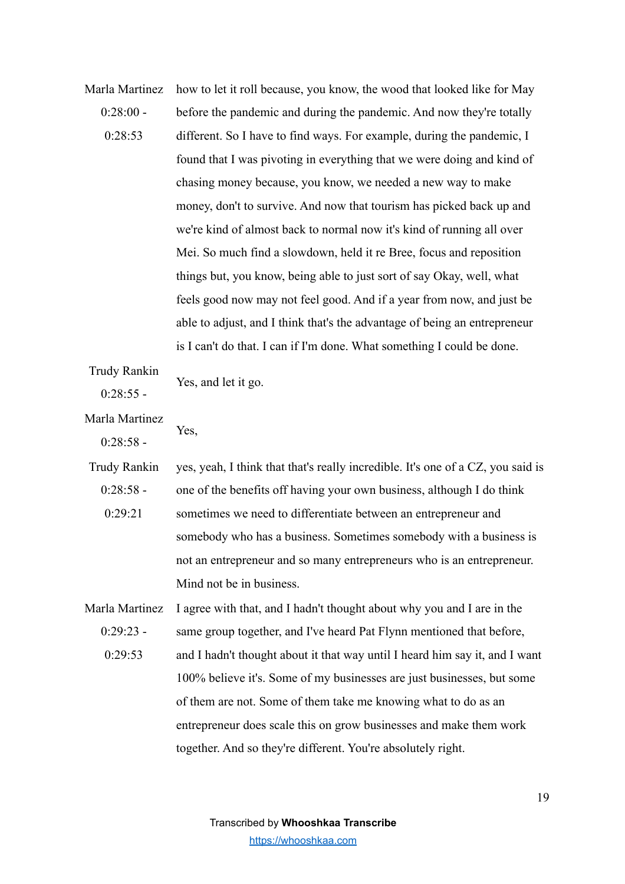Marla Martinez 0:28:00 - 0:28:53

how to let it roll because, you know, the wood that looked like for May before the pandemic and during the pandemic. And now they're totally different. So I have to find ways. For example, during the pandemic, I found that I was pivoting in everything that we were doing and kind of chasing money because, you know, we needed a new way to make money, don't to survive. And now that tourism has picked back up and we're kind of almost back to normal now it's kind of running all over Mei. So much find a slowdown, held it re Bree, focus and reposition things but, you know, being able to just sort of say Okay, well, what feels good now may not feel good. And if a year from now, and just be able to adjust, and I think that's the advantage of being an entrepreneur is I can't do that. I can if I'm done. What something I could be done.

Trudy Rankin 0:28:55 -

Yes, and let it go.

Marla Martinez 0:28:58 -

Yes,

Trudy Rankin 0:28:58 - 0:29:21

yes, yeah, I think that that's really incredible. It's one of a CZ, you said is one of the benefits off having your own business, although I do think sometimes we need to differentiate between an entrepreneur and somebody who has a business. Sometimes somebody with a business is not an entrepreneur and so many entrepreneurs who is an entrepreneur. Mind not be in business.

Marla Martinez 0:29:23 - 0:29:53

I agree with that, and I hadn't thought about why you and I are in the same group together, and I've heard Pat Flynn mentioned that before, and I hadn't thought about it that way until I heard him say it, and I want 100% believe it's. Some of my businesses are just businesses, but some of them are not. Some of them take me knowing what to do as an entrepreneur does scale this on grow businesses and make them work together. And so they're different. You're absolutely right.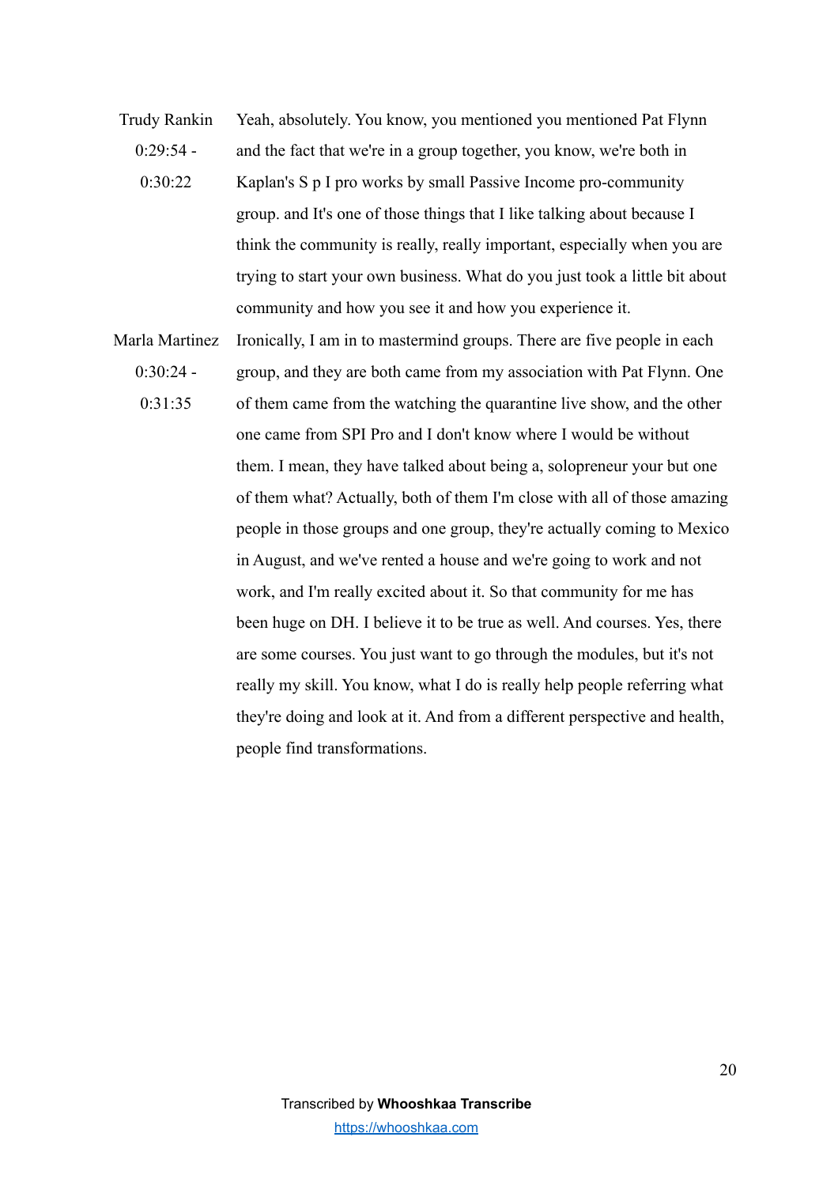| | |
|---|---|
| Trudy Rankin<br>0:29:54 -<br>0:30:22 | Yeah, absolutely. You know, you mentioned you mentioned Pat Flynn and the fact that we're in a group together, you know, we're both in Kaplan's S p I pro works by small Passive Income pro-community group. and It's one of those things that I like talking about because I think the community is really, really important, especially when you are trying to start your own business. What do you just took a little bit about community and how you see it and how you experience it. |
| Marla Martinez<br>0:30:24 -<br>0:31:35 | Ironically, I am in to mastermind groups. There are five people in each group, and they are both came from my association with Pat Flynn. One of them came from the watching the quarantine live show, and the other one came from SPI Pro and I don't know where I would be without them. I mean, they have talked about being a, solopreneur your but one of them what? Actually, both of them I'm close with all of those amazing people in those groups and one group, they're actually coming to Mexico in August, and we've rented a house and we're going to work and not work, and I'm really excited about it. So that community for me has been huge on DH. I believe it to be true as well. And courses. Yes, there are some courses. You just want to go through the modules, but it's not really my skill. You know, what I do is really help people referring what they're doing and look at it. And from a different perspective and health, people find transformations. |

Transcribed by **Whooshkaa Transcribe**
https://whooshkaa.com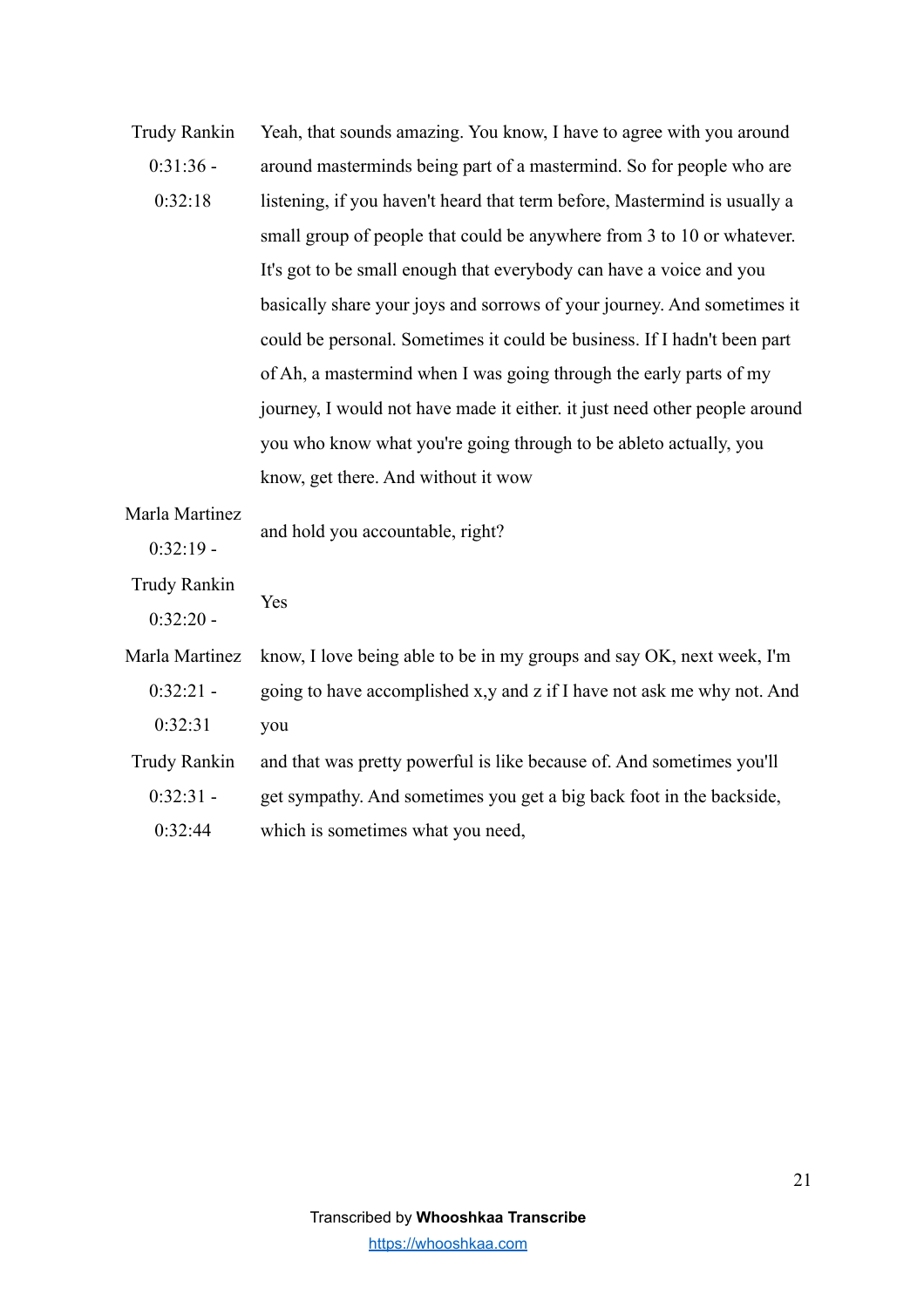| | |
|---|---|
| Trudy Rankin 0:31:36 - 0:32:18 | Yeah, that sounds amazing. You know, I have to agree with you around around masterminds being part of a mastermind. So for people who are listening, if you haven't heard that term before, Mastermind is usually a small group of people that could be anywhere from 3 to 10 or whatever. It's got to be small enough that everybody can have a voice and you basically share your joys and sorrows of your journey. And sometimes it could be personal. Sometimes it could be business. If I hadn't been part of Ah, a mastermind when I was going through the early parts of my journey, I would not have made it either. it just need other people around you who know what you're going through to be ableto actually, you know, get there. And without it wow |
| Marla Martinez 0:32:19 - | and hold you accountable, right? |
| Trudy Rankin 0:32:20 - | Yes |
| Marla Martinez 0:32:21 - 0:32:31 | know, I love being able to be in my groups and say OK, next week, I'm going to have accomplished x,y and z if I have not ask me why not. And you |
| Trudy Rankin 0:32:31 - 0:32:44 | and that was pretty powerful is like because of. And sometimes you'll get sympathy. And sometimes you get a big back foot in the backside, which is sometimes what you need, |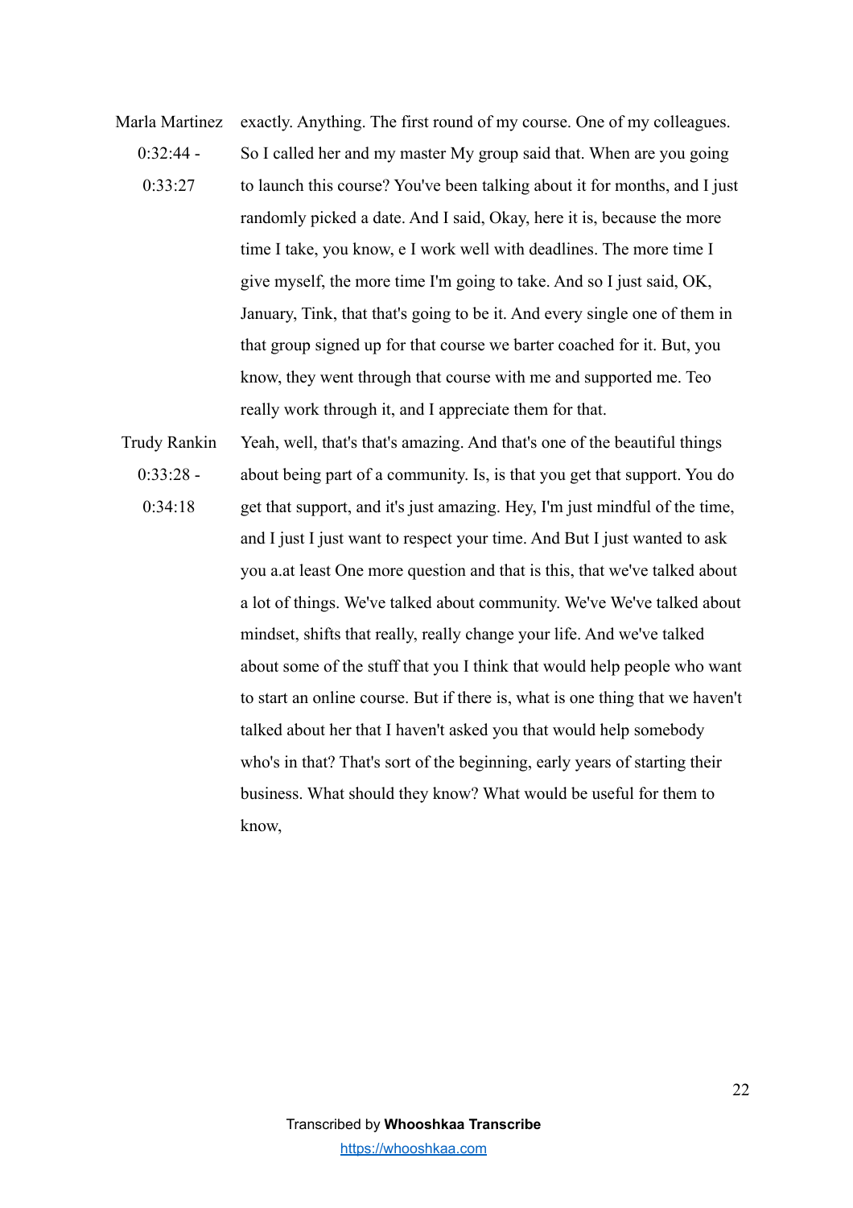Marla Martinez 0:32:44 - 0:33:27

exactly. Anything. The first round of my course. One of my colleagues. So I called her and my master My group said that. When are you going to launch this course? You've been talking about it for months, and I just randomly picked a date. And I said, Okay, here it is, because the more time I take, you know, e I work well with deadlines. The more time I give myself, the more time I'm going to take. And so I just said, OK, January, Tink, that that's going to be it. And every single one of them in that group signed up for that course we barter coached for it. But, you know, they went through that course with me and supported me. Teo really work through it, and I appreciate them for that.

Trudy Rankin 0:33:28 - 0:34:18

Yeah, well, that's that's amazing. And that's one of the beautiful things about being part of a community. Is, is that you get that support. You do get that support, and it's just amazing. Hey, I'm just mindful of the time, and I just I just want to respect your time. And But I just wanted to ask you a.at least One more question and that is this, that we've talked about a lot of things. We've talked about community. We've We've talked about mindset, shifts that really, really change your life. And we've talked about some of the stuff that you I think that would help people who want to start an online course. But if there is, what is one thing that we haven't talked about her that I haven't asked you that would help somebody who's in that? That's sort of the beginning, early years of starting their business. What should they know? What would be useful for them to know,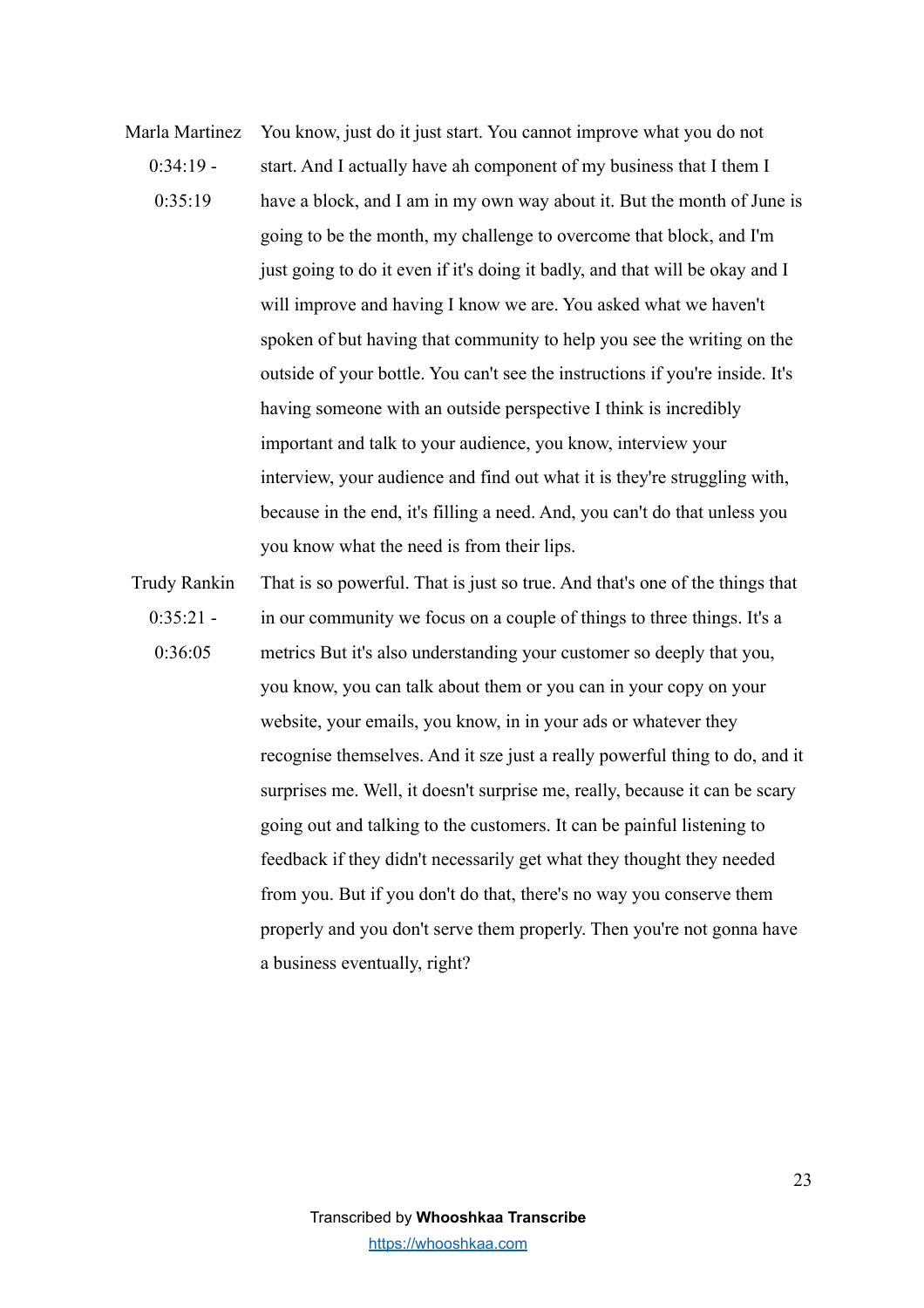Marla Martinez 0:34:19 - 0:35:19

You know, just do it just start. You cannot improve what you do not start. And I actually have ah component of my business that I them I have a block, and I am in my own way about it. But the month of June is going to be the month, my challenge to overcome that block, and I'm just going to do it even if it's doing it badly, and that will be okay and I will improve and having I know we are. You asked what we haven't spoken of but having that community to help you see the writing on the outside of your bottle. You can't see the instructions if you're inside. It's having someone with an outside perspective I think is incredibly important and talk to your audience, you know, interview your interview, your audience and find out what it is they're struggling with, because in the end, it's filling a need. And, you can't do that unless you you know what the need is from their lips.

Trudy Rankin 0:35:21 - 0:36:05

That is so powerful. That is just so true. And that's one of the things that in our community we focus on a couple of things to three things. It's a metrics But it's also understanding your customer so deeply that you, you know, you can talk about them or you can in your copy on your website, your emails, you know, in in your ads or whatever they recognise themselves. And it sze just a really powerful thing to do, and it surprises me. Well, it doesn't surprise me, really, because it can be scary going out and talking to the customers. It can be painful listening to feedback if they didn't necessarily get what they thought they needed from you. But if you don't do that, there's no way you conserve them properly and you don't serve them properly. Then you're not gonna have a business eventually, right?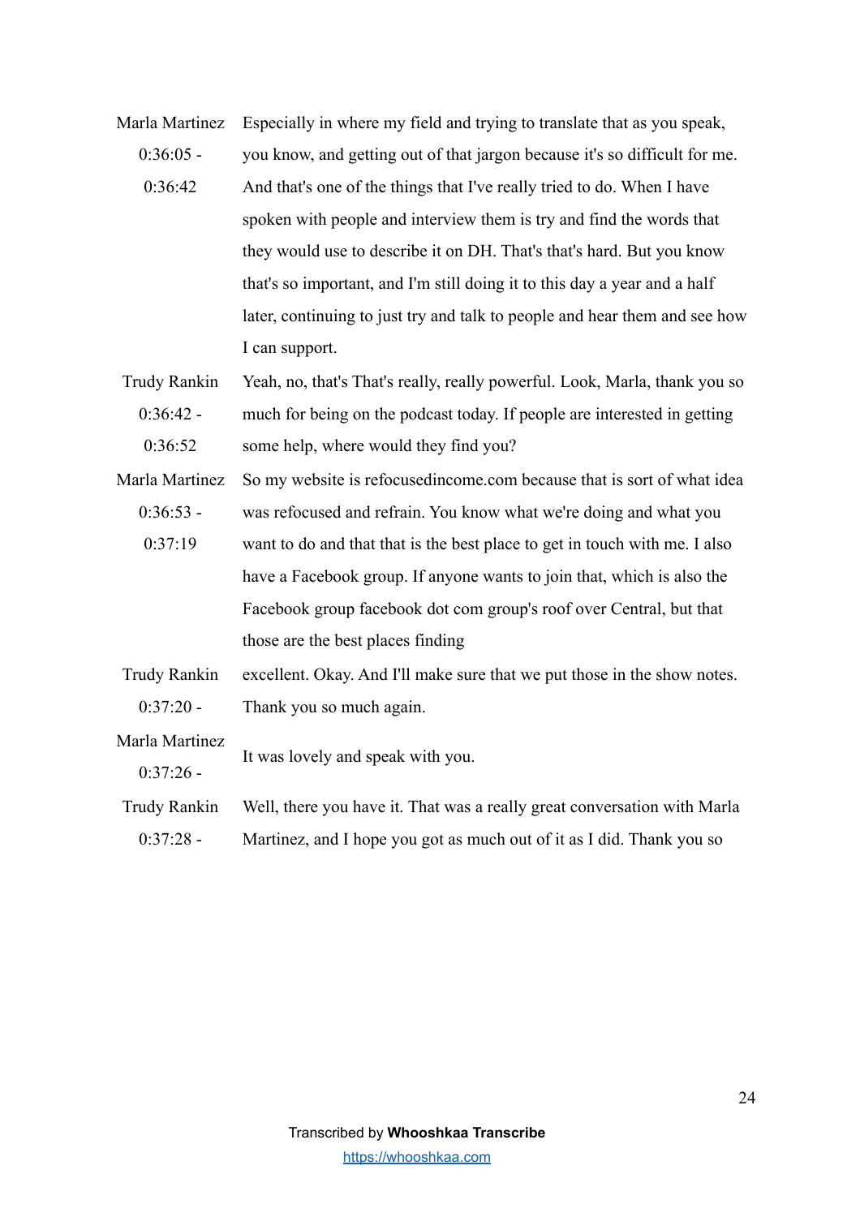| | |
|---|---|
| Marla Martinez 0:36:05 - 0:36:42 | Especially in where my field and trying to translate that as you speak, you know, and getting out of that jargon because it's so difficult for me. And that's one of the things that I've really tried to do. When I have spoken with people and interview them is try and find the words that they would use to describe it on DH. That's that's hard. But you know that's so important, and I'm still doing it to this day a year and a half later, continuing to just try and talk to people and hear them and see how I can support. |
| Trudy Rankin 0:36:42 - 0:36:52 | Yeah, no, that's That's really, really powerful. Look, Marla, thank you so much for being on the podcast today. If people are interested in getting some help, where would they find you? |
| Marla Martinez 0:36:53 - 0:37:19 | So my website is refocusedincome.com because that is sort of what idea was refocused and refrain. You know what we're doing and what you want to do and that that is the best place to get in touch with me. I also have a Facebook group. If anyone wants to join that, which is also the Facebook group facebook dot com group's roof over Central, but that those are the best places finding |
| Trudy Rankin 0:37:20 - | excellent. Okay. And I'll make sure that we put those in the show notes. Thank you so much again. |
| Marla Martinez 0:37:26 - | It was lovely and speak with you. |
| Trudy Rankin 0:37:28 - | Well, there you have it. That was a really great conversation with Marla Martinez, and I hope you got as much out of it as I did. Thank you so |

Transcribed by **Whooshkaa Transcribe**
[https://whooshkaa.com](https://whooshkaa.com)